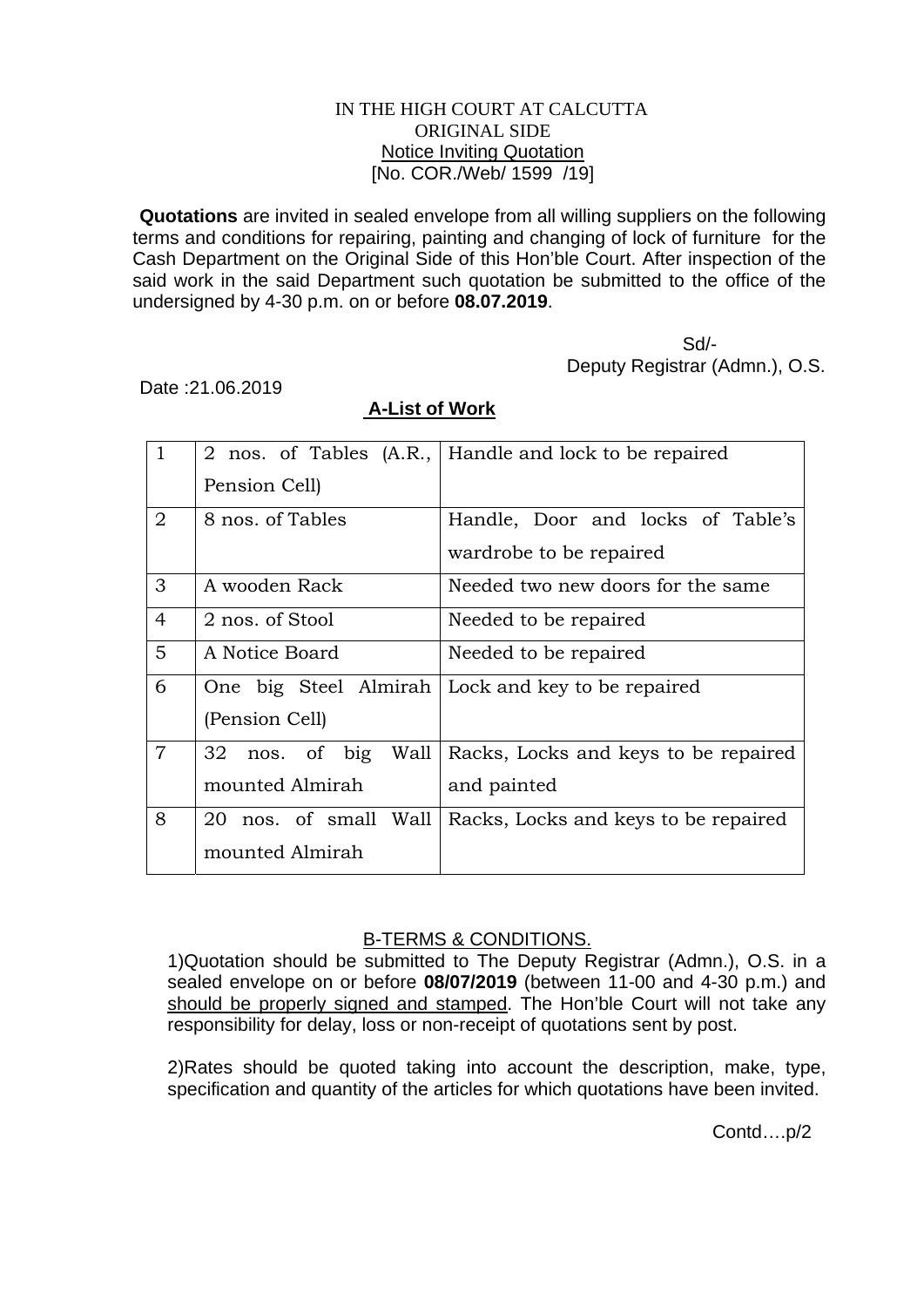IN THE HIGH COURT AT CALCUTTA
ORIGINAL SIDE
Notice Inviting Quotation
[No. COR./Web/ 1599 /19]

**Quotations** are invited in sealed envelope from all willing suppliers on the following terms and conditions for repairing, painting and changing of lock of furniture for the Cash Department on the Original Side of this Hon'ble Court. After inspection of the said work in the said Department such quotation be submitted to the office of the undersigned by 4-30 p.m. on or before **08.07.2019**.

Sd/-
Deputy Registrar (Admn.), O.S.

Date :21.06.2019

## A-List of Work

| | | |
|---|---|---|
| 1 | 2 nos. of Tables (A.R., Pension Cell) | Handle and lock to be repaired |
| 2 | 8 nos. of Tables | Handle, Door and locks of Table's wardrobe to be repaired |
| 3 | A wooden Rack | Needed two new doors for the same |
| 4 | 2 nos. of Stool | Needed to be repaired |
| 5 | A Notice Board | Needed to be repaired |
| 6 | One big Steel Almirah (Pension Cell) | Lock and key to be repaired |
| 7 | 32 nos. of big Wall mounted Almirah | Racks, Locks and keys to be repaired and painted |
| 8 | 20 nos. of small Wall mounted Almirah | Racks, Locks and keys to be repaired |

## B-TERMS & CONDITIONS.

1)Quotation should be submitted to The Deputy Registrar (Admn.), O.S. in a sealed envelope on or before **08/07/2019** (between 11-00 and 4-30 p.m.) and should be properly signed and stamped. The Hon'ble Court will not take any responsibility for delay, loss or non-receipt of quotations sent by post.

2)Rates should be quoted taking into account the description, make, type, specification and quantity of the articles for which quotations have been invited.

Contd….p/2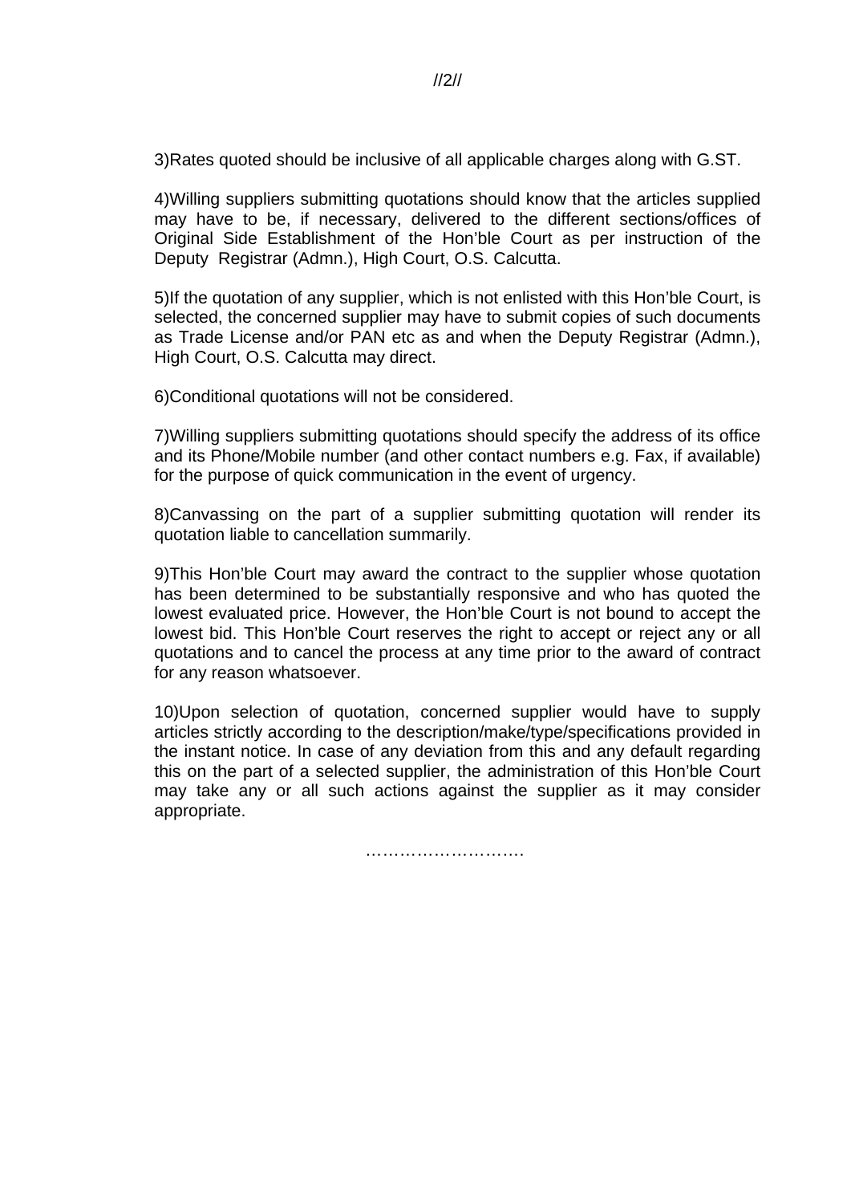3)Rates quoted should be inclusive of all applicable charges along with G.ST.

4)Willing suppliers submitting quotations should know that the articles supplied may have to be, if necessary, delivered to the different sections/offices of Original Side Establishment of the Hon'ble Court as per instruction of the Deputy Registrar (Admn.), High Court, O.S. Calcutta.

5)If the quotation of any supplier, which is not enlisted with this Hon'ble Court, is selected, the concerned supplier may have to submit copies of such documents as Trade License and/or PAN etc as and when the Deputy Registrar (Admn.), High Court, O.S. Calcutta may direct.

6)Conditional quotations will not be considered.

7)Willing suppliers submitting quotations should specify the address of its office and its Phone/Mobile number (and other contact numbers e.g. Fax, if available) for the purpose of quick communication in the event of urgency.

8)Canvassing on the part of a supplier submitting quotation will render its quotation liable to cancellation summarily.

9)This Hon'ble Court may award the contract to the supplier whose quotation has been determined to be substantially responsive and who has quoted the lowest evaluated price. However, the Hon'ble Court is not bound to accept the lowest bid. This Hon'ble Court reserves the right to accept or reject any or all quotations and to cancel the process at any time prior to the award of contract for any reason whatsoever.

10)Upon selection of quotation, concerned supplier would have to supply articles strictly according to the description/make/type/specifications provided in the instant notice. In case of any deviation from this and any default regarding this on the part of a selected supplier, the administration of this Hon'ble Court may take any or all such actions against the supplier as it may consider appropriate.

……………………….